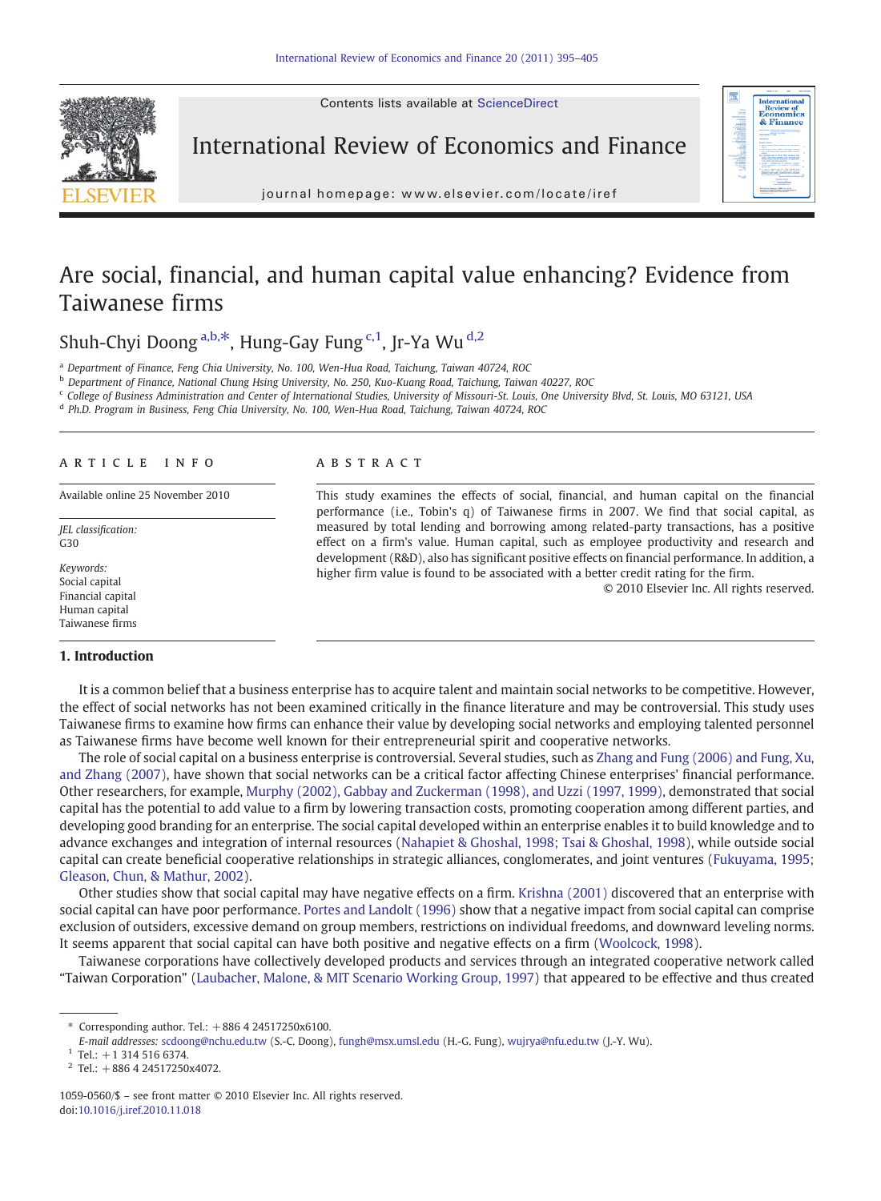# Are social, financial, and human capital value enhancing? Evidence from Taiwanese firms

Shuh-Chyi Doong [a,b,*], Hung-Gay Fung [c,1], Jr-Ya Wu [d,2]

[a] Department of Finance, Feng Chia University, No. 100, Wen-Hua Road, Taichung, Taiwan 40724, ROC

[b] Department of Finance, National Chung Hsing University, No. 250, Kuo-Kuang Road, Taichung, Taiwan 40227, ROC

[c] College of Business Administration and Center of International Studies, University of Missouri-St. Louis, One University Blvd, St. Louis, MO 63121, USA

[d] Ph.D. Program in Business, Feng Chia University, No. 100, Wen-Hua Road, Taichung, Taiwan 40724, ROC

## ARTICLE INFO

Available online 25 November 2010

*JEL classification:*
G30

*Keywords:*
Social capital
Financial capital
Human capital
Taiwanese firms

## ABSTRACT

This study examines the effects of social, financial, and human capital on the financial performance (i.e., Tobin's q) of Taiwanese firms in 2007. We find that social capital, as measured by total lending and borrowing among related-party transactions, has a positive effect on a firm's value. Human capital, such as employee productivity and research and development (R&D), also has significant positive effects on financial performance. In addition, a higher firm value is found to be associated with a better credit rating for the firm.

© 2010 Elsevier Inc. All rights reserved.

## 1. Introduction

It is a common belief that a business enterprise has to acquire talent and maintain social networks to be competitive. However, the effect of social networks has not been examined critically in the finance literature and may be controversial. This study uses Taiwanese firms to examine how firms can enhance their value by developing social networks and employing talented personnel as Taiwanese firms have become well known for their entrepreneurial spirit and cooperative networks.

The role of social capital on a business enterprise is controversial. Several studies, such as Zhang and Fung (2006) and Fung, Xu, and Zhang (2007), have shown that social networks can be a critical factor affecting Chinese enterprises' financial performance. Other researchers, for example, Murphy (2002), Gabbay and Zuckerman (1998), and Uzzi (1997, 1999), demonstrated that social capital has the potential to add value to a firm by lowering transaction costs, promoting cooperation among different parties, and developing good branding for an enterprise. The social capital developed within an enterprise enables it to build knowledge and to advance exchanges and integration of internal resources (Nahapiet & Ghoshal, 1998; Tsai & Ghoshal, 1998), while outside social capital can create beneficial cooperative relationships in strategic alliances, conglomerates, and joint ventures (Fukuyama, 1995; Gleason, Chun, & Mathur, 2002).

Other studies show that social capital may have negative effects on a firm. Krishna (2001) discovered that an enterprise with social capital can have poor performance. Portes and Landolt (1996) show that a negative impact from social capital can comprise exclusion of outsiders, excessive demand on group members, restrictions on individual freedoms, and downward leveling norms. It seems apparent that social capital can have both positive and negative effects on a firm (Woolcock, 1998).

Taiwanese corporations have collectively developed products and services through an integrated cooperative network called "Taiwan Corporation" (Laubacher, Malone, & MIT Scenario Working Group, 1997) that appeared to be effective and thus created

---

* Corresponding author. Tel.: +886 4 24517250x6100.
*E-mail addresses:* scdoong@nchu.edu.tw (S.-C. Doong), fungh@msx.umsl.edu (H.-G. Fung), wujrya@nfu.edu.tw (J.-Y. Wu).
[1] Tel.: +1 314 516 6374.
[2] Tel.: +886 4 24517250x4072.

1059-0560/$ – see front matter © 2010 Elsevier Inc. All rights reserved.
doi:10.1016/j.iref.2010.11.018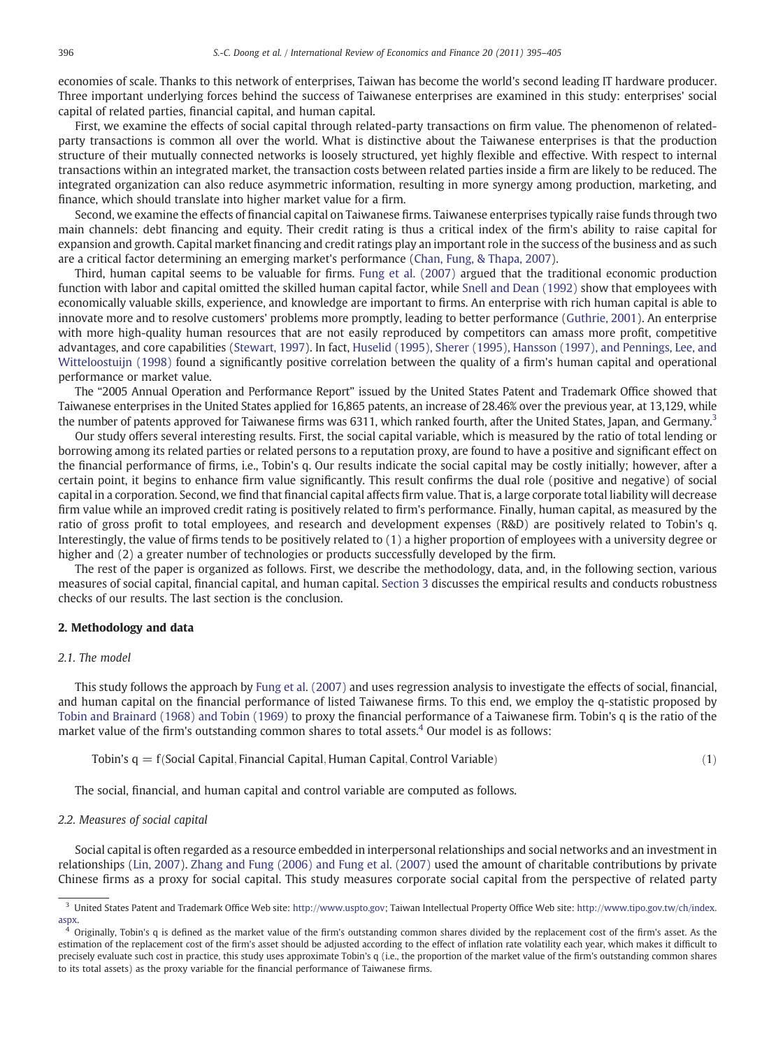economies of scale. Thanks to this network of enterprises, Taiwan has become the world's second leading IT hardware producer. Three important underlying forces behind the success of Taiwanese enterprises are examined in this study: enterprises' social capital of related parties, financial capital, and human capital.

First, we examine the effects of social capital through related-party transactions on firm value. The phenomenon of related-party transactions is common all over the world. What is distinctive about the Taiwanese enterprises is that the production structure of their mutually connected networks is loosely structured, yet highly flexible and effective. With respect to internal transactions within an integrated market, the transaction costs between related parties inside a firm are likely to be reduced. The integrated organization can also reduce asymmetric information, resulting in more synergy among production, marketing, and finance, which should translate into higher market value for a firm.

Second, we examine the effects of financial capital on Taiwanese firms. Taiwanese enterprises typically raise funds through two main channels: debt financing and equity. Their credit rating is thus a critical index of the firm's ability to raise capital for expansion and growth. Capital market financing and credit ratings play an important role in the success of the business and as such are a critical factor determining an emerging market's performance (Chan, Fung, & Thapa, 2007).

Third, human capital seems to be valuable for firms. Fung et al. (2007) argued that the traditional economic production function with labor and capital omitted the skilled human capital factor, while Snell and Dean (1992) show that employees with economically valuable skills, experience, and knowledge are important to firms. An enterprise with rich human capital is able to innovate more and to resolve customers' problems more promptly, leading to better performance (Guthrie, 2001). An enterprise with more high-quality human resources that are not easily reproduced by competitors can amass more profit, competitive advantages, and core capabilities (Stewart, 1997). In fact, Huselid (1995), Sherer (1995), Hansson (1997), and Pennings, Lee, and Witteloostuijn (1998) found a significantly positive correlation between the quality of a firm's human capital and operational performance or market value.

The "2005 Annual Operation and Performance Report" issued by the United States Patent and Trademark Office showed that Taiwanese enterprises in the United States applied for 16,865 patents, an increase of 28.46% over the previous year, at 13,129, while the number of patents approved for Taiwanese firms was 6311, which ranked fourth, after the United States, Japan, and Germany.[3]

Our study offers several interesting results. First, the social capital variable, which is measured by the ratio of total lending or borrowing among its related parties or related persons to a reputation proxy, are found to have a positive and significant effect on the financial performance of firms, i.e., Tobin's q. Our results indicate the social capital may be costly initially; however, after a certain point, it begins to enhance firm value significantly. This result confirms the dual role (positive and negative) of social capital in a corporation. Second, we find that financial capital affects firm value. That is, a large corporate total liability will decrease firm value while an improved credit rating is positively related to firm's performance. Finally, human capital, as measured by the ratio of gross profit to total employees, and research and development expenses (R&D) are positively related to Tobin's q. Interestingly, the value of firms tends to be positively related to (1) a higher proportion of employees with a university degree or higher and (2) a greater number of technologies or products successfully developed by the firm.

The rest of the paper is organized as follows. First, we describe the methodology, data, and, in the following section, various measures of social capital, financial capital, and human capital. Section 3 discusses the empirical results and conducts robustness checks of our results. The last section is the conclusion.

## 2. Methodology and data

### 2.1. The model

This study follows the approach by Fung et al. (2007) and uses regression analysis to investigate the effects of social, financial, and human capital on the financial performance of listed Taiwanese firms. To this end, we employ the q-statistic proposed by Tobin and Brainard (1968) and Tobin (1969) to proxy the financial performance of a Taiwanese firm. Tobin's q is the ratio of the market value of the firm's outstanding common shares to total assets.[4] Our model is as follows:

$$\text{Tobin's q} = f(\text{Social Capital}, \text{Financial Capital}, \text{Human Capital}, \text{Control Variable}) \quad (1)$$

The social, financial, and human capital and control variable are computed as follows.

### 2.2. Measures of social capital

Social capital is often regarded as a resource embedded in interpersonal relationships and social networks and an investment in relationships (Lin, 2007). Zhang and Fung (2006) and Fung et al. (2007) used the amount of charitable contributions by private Chinese firms as a proxy for social capital. This study measures corporate social capital from the perspective of related party

---

[3] United States Patent and Trademark Office Web site: http://www.uspto.gov; Taiwan Intellectual Property Office Web site: http://www.tipo.gov.tw/ch/index.aspx.

[4] Originally, Tobin's q is defined as the market value of the firm's outstanding common shares divided by the replacement cost of the firm's asset. As the estimation of the replacement cost of the firm's asset should be adjusted according to the effect of inflation rate volatility each year, which makes it difficult to precisely evaluate such cost in practice, this study uses approximate Tobin's q (i.e., the proportion of the market value of the firm's outstanding common shares to its total assets) as the proxy variable for the financial performance of Taiwanese firms.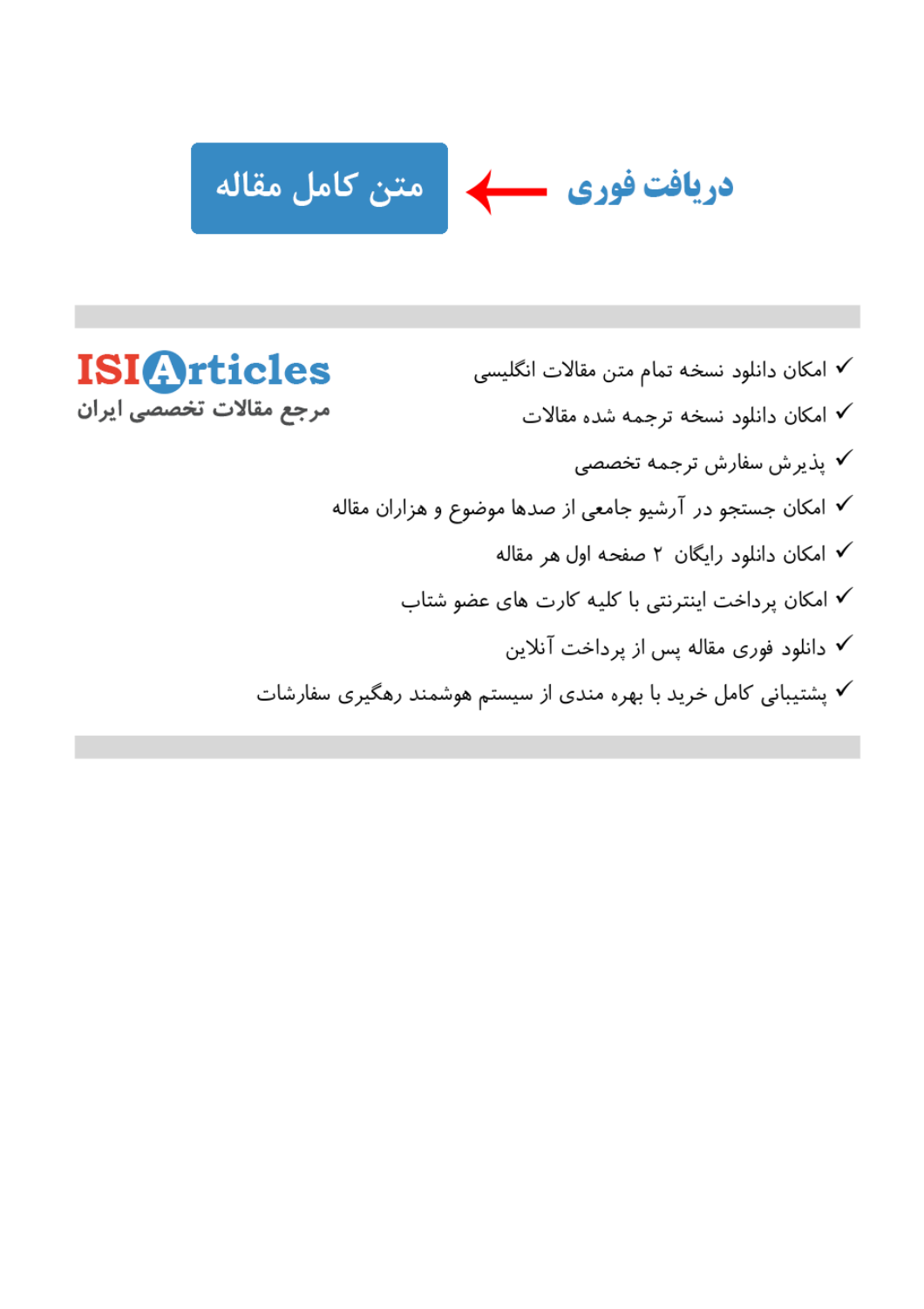دریافت فوری ← متن کامل مقاله

**ISIArticles**
مرجع مقالات تخصصی ایران

- ✓ امکان دانلود نسخه تمام متن مقالات انگلیسی
- ✓ امکان دانلود نسخه ترجمه شده مقالات
- ✓ پذیرش سفارش ترجمه تخصصی
- ✓ امکان جستجو در آرشیو جامعی از صدها موضوع و هزاران مقاله
- ✓ امکان دانلود رایگان ۲ صفحه اول هر مقاله
- ✓ امکان پرداخت اینترنتی با کلیه کارت های عضو شتاب
- ✓ دانلود فوری مقاله پس از پرداخت آنلاین
- ✓ پشتیبانی کامل خرید با بهره مندی از سیستم هوشمند رهگیری سفارشات